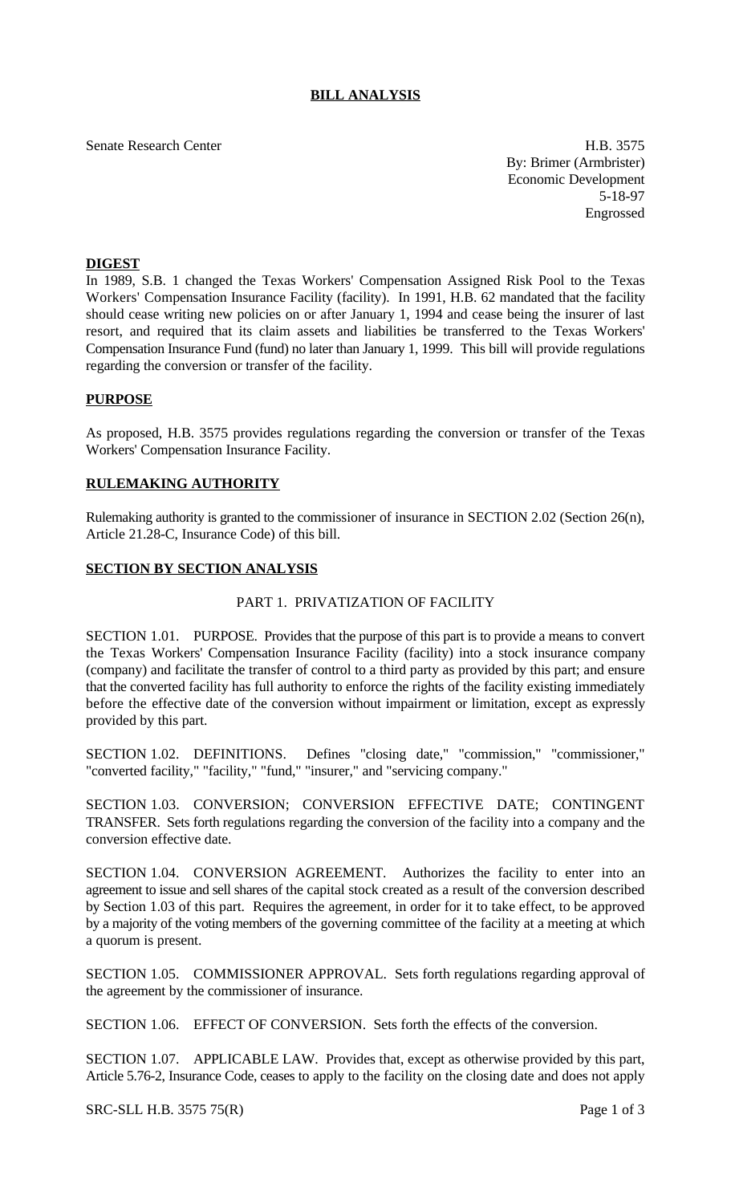# BILL ANALYSIS

Senate Research Center

H.B. 3575
By: Brimer (Armbrister)
Economic Development
5-18-97
Engrossed

## DIGEST

In 1989, S.B. 1 changed the Texas Workers' Compensation Assigned Risk Pool to the Texas Workers' Compensation Insurance Facility (facility). In 1991, H.B. 62 mandated that the facility should cease writing new policies on or after January 1, 1994 and cease being the insurer of last resort, and required that its claim assets and liabilities be transferred to the Texas Workers' Compensation Insurance Fund (fund) no later than January 1, 1999. This bill will provide regulations regarding the conversion or transfer of the facility.

## PURPOSE

As proposed, H.B. 3575 provides regulations regarding the conversion or transfer of the Texas Workers' Compensation Insurance Facility.

## RULEMAKING AUTHORITY

Rulemaking authority is granted to the commissioner of insurance in SECTION 2.02 (Section 26(n), Article 21.28-C, Insurance Code) of this bill.

## SECTION BY SECTION ANALYSIS

### PART 1. PRIVATIZATION OF FACILITY

SECTION 1.01. PURPOSE. Provides that the purpose of this part is to provide a means to convert the Texas Workers' Compensation Insurance Facility (facility) into a stock insurance company (company) and facilitate the transfer of control to a third party as provided by this part; and ensure that the converted facility has full authority to enforce the rights of the facility existing immediately before the effective date of the conversion without impairment or limitation, except as expressly provided by this part.

SECTION 1.02. DEFINITIONS. Defines "closing date," "commission," "commissioner," "converted facility," "facility," "fund," "insurer," and "servicing company."

SECTION 1.03. CONVERSION; CONVERSION EFFECTIVE DATE; CONTINGENT TRANSFER. Sets forth regulations regarding the conversion of the facility into a company and the conversion effective date.

SECTION 1.04. CONVERSION AGREEMENT. Authorizes the facility to enter into an agreement to issue and sell shares of the capital stock created as a result of the conversion described by Section 1.03 of this part. Requires the agreement, in order for it to take effect, to be approved by a majority of the voting members of the governing committee of the facility at a meeting at which a quorum is present.

SECTION 1.05. COMMISSIONER APPROVAL. Sets forth regulations regarding approval of the agreement by the commissioner of insurance.

SECTION 1.06. EFFECT OF CONVERSION. Sets forth the effects of the conversion.

SECTION 1.07. APPLICABLE LAW. Provides that, except as otherwise provided by this part, Article 5.76-2, Insurance Code, ceases to apply to the facility on the closing date and does not apply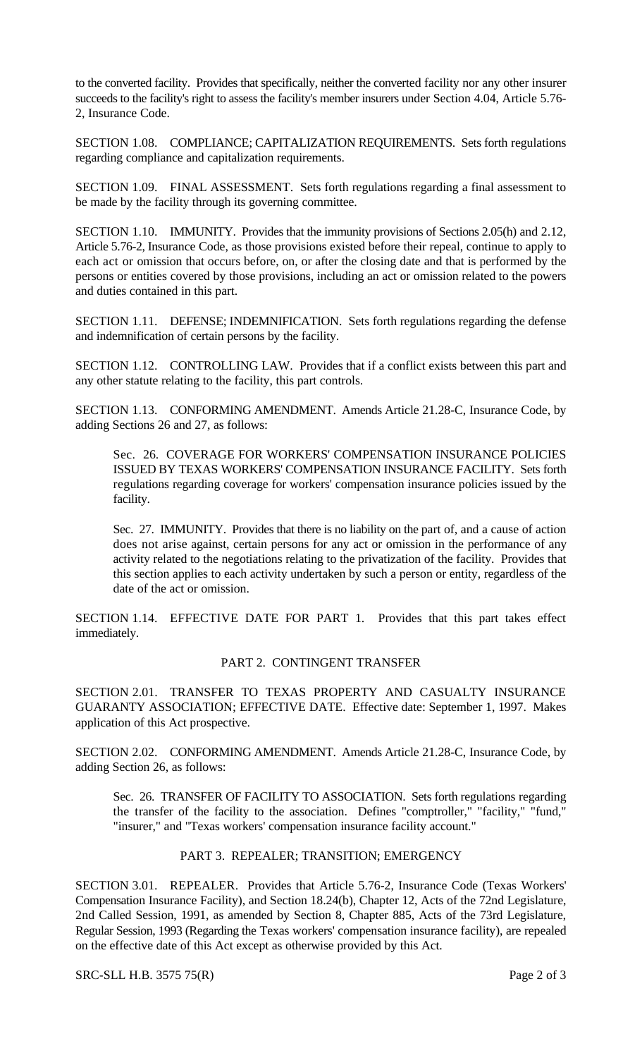to the converted facility. Provides that specifically, neither the converted facility nor any other insurer succeeds to the facility's right to assess the facility's member insurers under Section 4.04, Article 5.76-2, Insurance Code.

SECTION 1.08. COMPLIANCE; CAPITALIZATION REQUIREMENTS. Sets forth regulations regarding compliance and capitalization requirements.

SECTION 1.09. FINAL ASSESSMENT. Sets forth regulations regarding a final assessment to be made by the facility through its governing committee.

SECTION 1.10. IMMUNITY. Provides that the immunity provisions of Sections 2.05(h) and 2.12, Article 5.76-2, Insurance Code, as those provisions existed before their repeal, continue to apply to each act or omission that occurs before, on, or after the closing date and that is performed by the persons or entities covered by those provisions, including an act or omission related to the powers and duties contained in this part.

SECTION 1.11. DEFENSE; INDEMNIFICATION. Sets forth regulations regarding the defense and indemnification of certain persons by the facility.

SECTION 1.12. CONTROLLING LAW. Provides that if a conflict exists between this part and any other statute relating to the facility, this part controls.

SECTION 1.13. CONFORMING AMENDMENT. Amends Article 21.28-C, Insurance Code, by adding Sections 26 and 27, as follows:

> Sec. 26. COVERAGE FOR WORKERS' COMPENSATION INSURANCE POLICIES ISSUED BY TEXAS WORKERS' COMPENSATION INSURANCE FACILITY. Sets forth regulations regarding coverage for workers' compensation insurance policies issued by the facility.
>
> Sec. 27. IMMUNITY. Provides that there is no liability on the part of, and a cause of action does not arise against, certain persons for any act or omission in the performance of any activity related to the negotiations relating to the privatization of the facility. Provides that this section applies to each activity undertaken by such a person or entity, regardless of the date of the act or omission.

SECTION 1.14. EFFECTIVE DATE FOR PART 1. Provides that this part takes effect immediately.

## PART 2. CONTINGENT TRANSFER

SECTION 2.01. TRANSFER TO TEXAS PROPERTY AND CASUALTY INSURANCE GUARANTY ASSOCIATION; EFFECTIVE DATE. Effective date: September 1, 1997. Makes application of this Act prospective.

SECTION 2.02. CONFORMING AMENDMENT. Amends Article 21.28-C, Insurance Code, by adding Section 26, as follows:

> Sec. 26. TRANSFER OF FACILITY TO ASSOCIATION. Sets forth regulations regarding the transfer of the facility to the association. Defines "comptroller," "facility," "fund," "insurer," and "Texas workers' compensation insurance facility account."

## PART 3. REPEALER; TRANSITION; EMERGENCY

SECTION 3.01. REPEALER. Provides that Article 5.76-2, Insurance Code (Texas Workers' Compensation Insurance Facility), and Section 18.24(b), Chapter 12, Acts of the 72nd Legislature, 2nd Called Session, 1991, as amended by Section 8, Chapter 885, Acts of the 73rd Legislature, Regular Session, 1993 (Regarding the Texas workers' compensation insurance facility), are repealed on the effective date of this Act except as otherwise provided by this Act.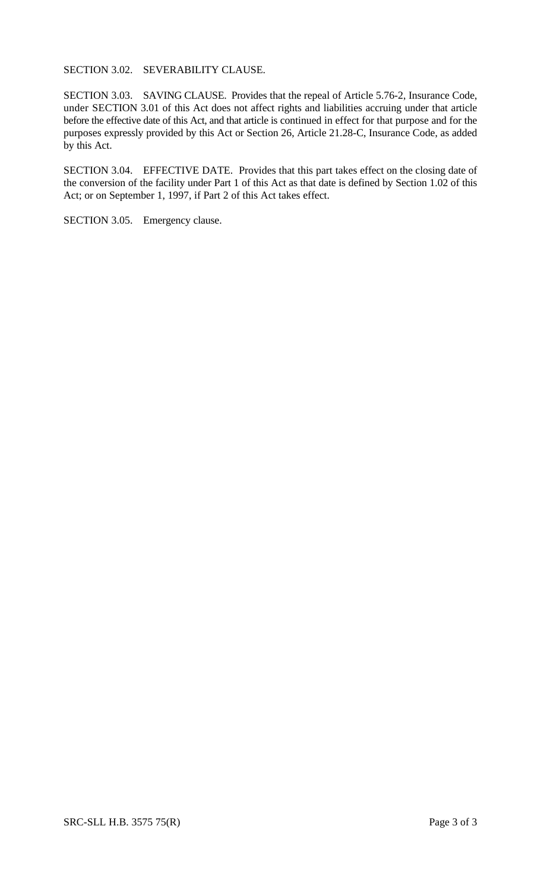SECTION 3.02. SEVERABILITY CLAUSE.

SECTION 3.03. SAVING CLAUSE. Provides that the repeal of Article 5.76-2, Insurance Code, under SECTION 3.01 of this Act does not affect rights and liabilities accruing under that article before the effective date of this Act, and that article is continued in effect for that purpose and for the purposes expressly provided by this Act or Section 26, Article 21.28-C, Insurance Code, as added by this Act.

SECTION 3.04. EFFECTIVE DATE. Provides that this part takes effect on the closing date of the conversion of the facility under Part 1 of this Act as that date is defined by Section 1.02 of this Act; or on September 1, 1997, if Part 2 of this Act takes effect.

SECTION 3.05. Emergency clause.